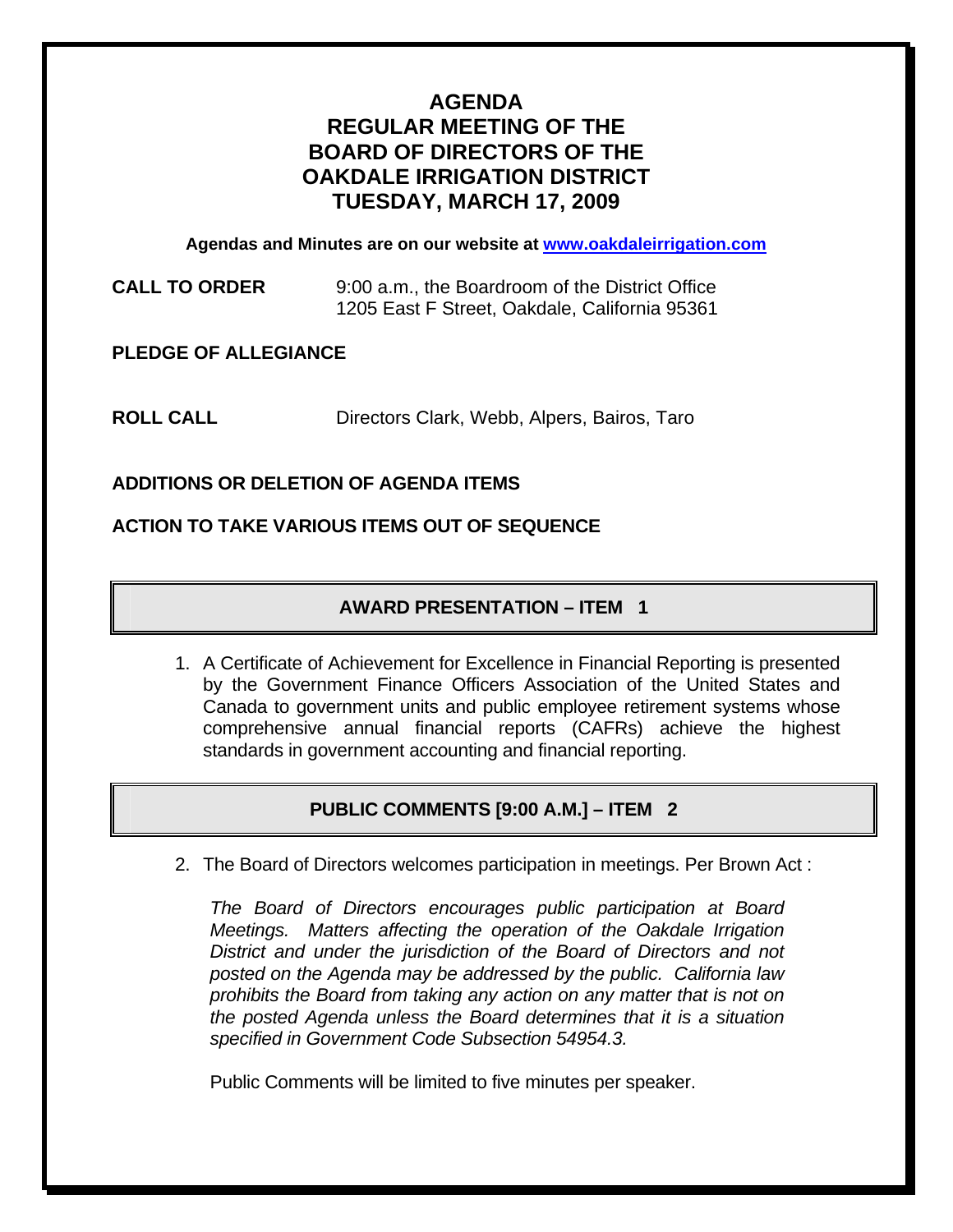# AGENDA
# REGULAR MEETING OF THE BOARD OF DIRECTORS OF THE OAKDALE IRRIGATION DISTRICT
# TUESDAY, MARCH 17, 2009

**Agendas and Minutes are on our website at [www.oakdaleirrigation.com](http://www.oakdaleirrigation.com)**

**CALL TO ORDER** 9:00 a.m., the Boardroom of the District Office
1205 East F Street, Oakdale, California 95361

**PLEDGE OF ALLEGIANCE**

**ROLL CALL** Directors Clark, Webb, Alpers, Bairos, Taro

**ADDITIONS OR DELETION OF AGENDA ITEMS**

**ACTION TO TAKE VARIOUS ITEMS OUT OF SEQUENCE**

## AWARD PRESENTATION – ITEM 1

1. A Certificate of Achievement for Excellence in Financial Reporting is presented by the Government Finance Officers Association of the United States and Canada to government units and public employee retirement systems whose comprehensive annual financial reports (CAFRs) achieve the highest standards in government accounting and financial reporting.

## PUBLIC COMMENTS [9:00 A.M.] – ITEM 2

2. The Board of Directors welcomes participation in meetings. Per Brown Act :

   *The Board of Directors encourages public participation at Board Meetings. Matters affecting the operation of the Oakdale Irrigation District and under the jurisdiction of the Board of Directors and not posted on the Agenda may be addressed by the public. California law prohibits the Board from taking any action on any matter that is not on the posted Agenda unless the Board determines that it is a situation specified in Government Code Subsection 54954.3.*

   Public Comments will be limited to five minutes per speaker.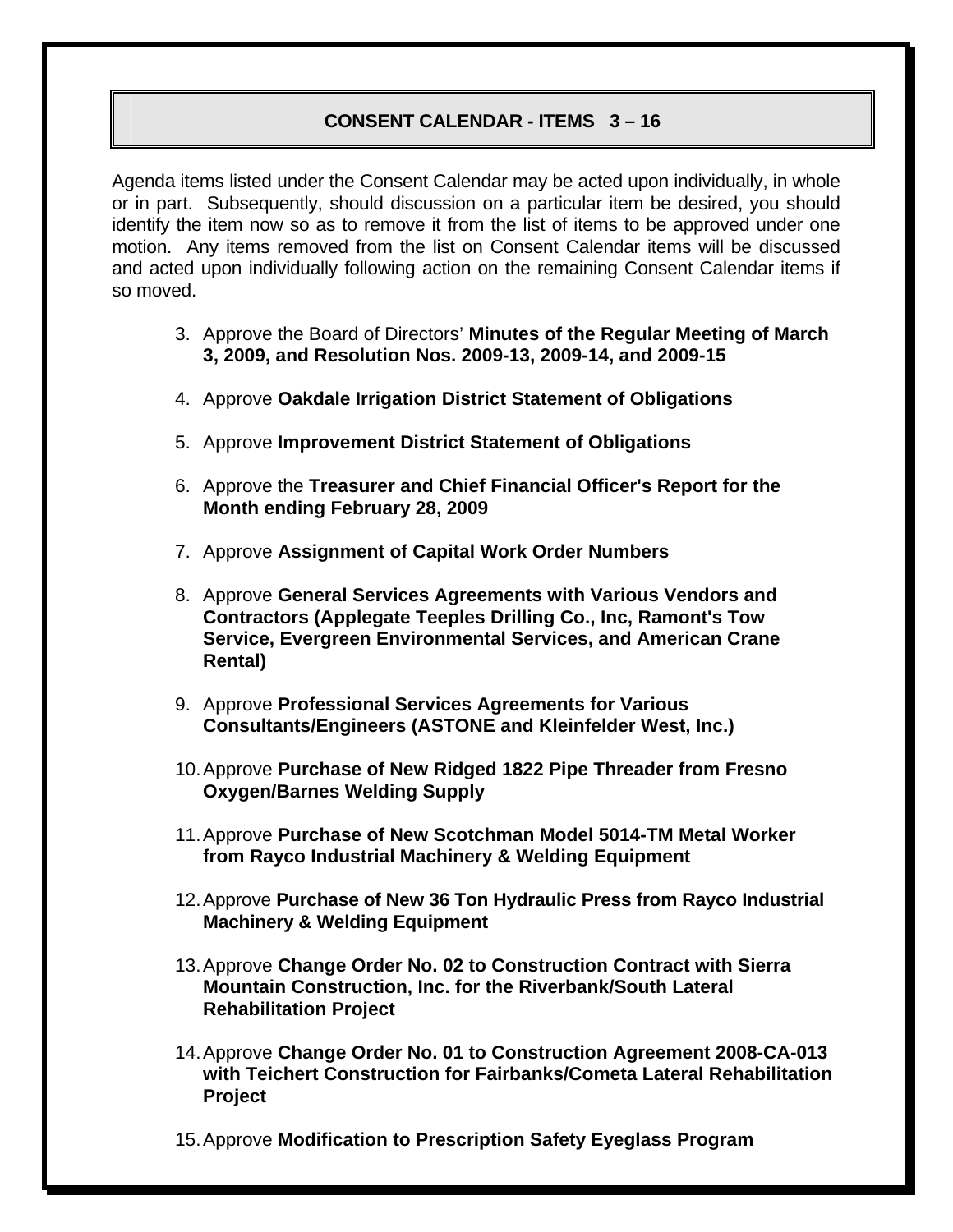## CONSENT CALENDAR - ITEMS 3 – 16

Agenda items listed under the Consent Calendar may be acted upon individually, in whole or in part. Subsequently, should discussion on a particular item be desired, you should identify the item now so as to remove it from the list of items to be approved under one motion. Any items removed from the list on Consent Calendar items will be discussed and acted upon individually following action on the remaining Consent Calendar items if so moved.

3. Approve the Board of Directors' **Minutes of the Regular Meeting of March 3, 2009, and Resolution Nos. 2009-13, 2009-14, and 2009-15**

4. Approve **Oakdale Irrigation District Statement of Obligations**

5. Approve **Improvement District Statement of Obligations**

6. Approve the **Treasurer and Chief Financial Officer's Report for the Month ending February 28, 2009**

7. Approve **Assignment of Capital Work Order Numbers**

8. Approve **General Services Agreements with Various Vendors and Contractors (Applegate Teeples Drilling Co., Inc, Ramont's Tow Service, Evergreen Environmental Services, and American Crane Rental)**

9. Approve **Professional Services Agreements for Various Consultants/Engineers (ASTONE and Kleinfelder West, Inc.)**

10. Approve **Purchase of New Ridged 1822 Pipe Threader from Fresno Oxygen/Barnes Welding Supply**

11. Approve **Purchase of New Scotchman Model 5014-TM Metal Worker from Rayco Industrial Machinery & Welding Equipment**

12. Approve **Purchase of New 36 Ton Hydraulic Press from Rayco Industrial Machinery & Welding Equipment**

13. Approve **Change Order No. 02 to Construction Contract with Sierra Mountain Construction, Inc. for the Riverbank/South Lateral Rehabilitation Project**

14. Approve **Change Order No. 01 to Construction Agreement 2008-CA-013 with Teichert Construction for Fairbanks/Cometa Lateral Rehabilitation Project**

15. Approve **Modification to Prescription Safety Eyeglass Program**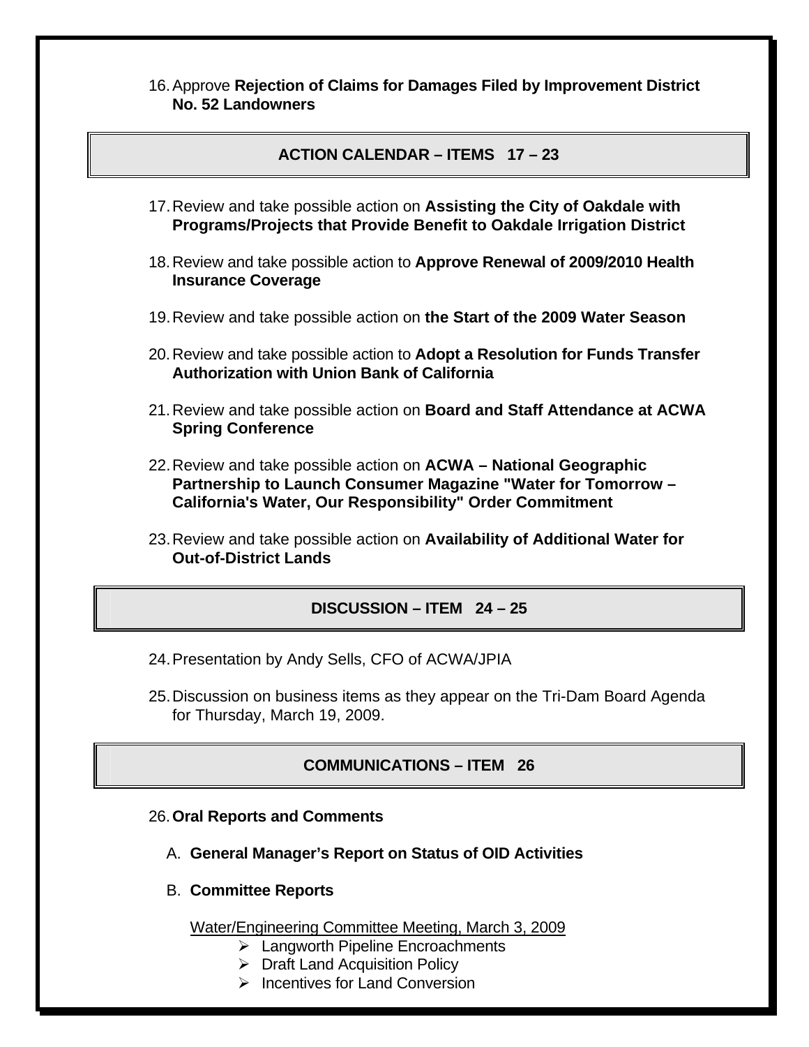16. Approve **Rejection of Claims for Damages Filed by Improvement District No. 52 Landowners**

## ACTION CALENDAR – ITEMS 17 – 23

17. Review and take possible action on **Assisting the City of Oakdale with Programs/Projects that Provide Benefit to Oakdale Irrigation District**

18. Review and take possible action to **Approve Renewal of 2009/2010 Health Insurance Coverage**

19. Review and take possible action on **the Start of the 2009 Water Season**

20. Review and take possible action to **Adopt a Resolution for Funds Transfer Authorization with Union Bank of California**

21. Review and take possible action on **Board and Staff Attendance at ACWA Spring Conference**

22. Review and take possible action on **ACWA – National Geographic Partnership to Launch Consumer Magazine "Water for Tomorrow – California's Water, Our Responsibility" Order Commitment**

23. Review and take possible action on **Availability of Additional Water for Out-of-District Lands**

## DISCUSSION – ITEM 24 – 25

24. Presentation by Andy Sells, CFO of ACWA/JPIA

25. Discussion on business items as they appear on the Tri-Dam Board Agenda for Thursday, March 19, 2009.

## COMMUNICATIONS – ITEM 26

26. **Oral Reports and Comments**

    A. **General Manager's Report on Status of OID Activities**

    B. **Committee Reports**

    Water/Engineering Committee Meeting, March 3, 2009
    - Langworth Pipeline Encroachments
    - Draft Land Acquisition Policy
    - Incentives for Land Conversion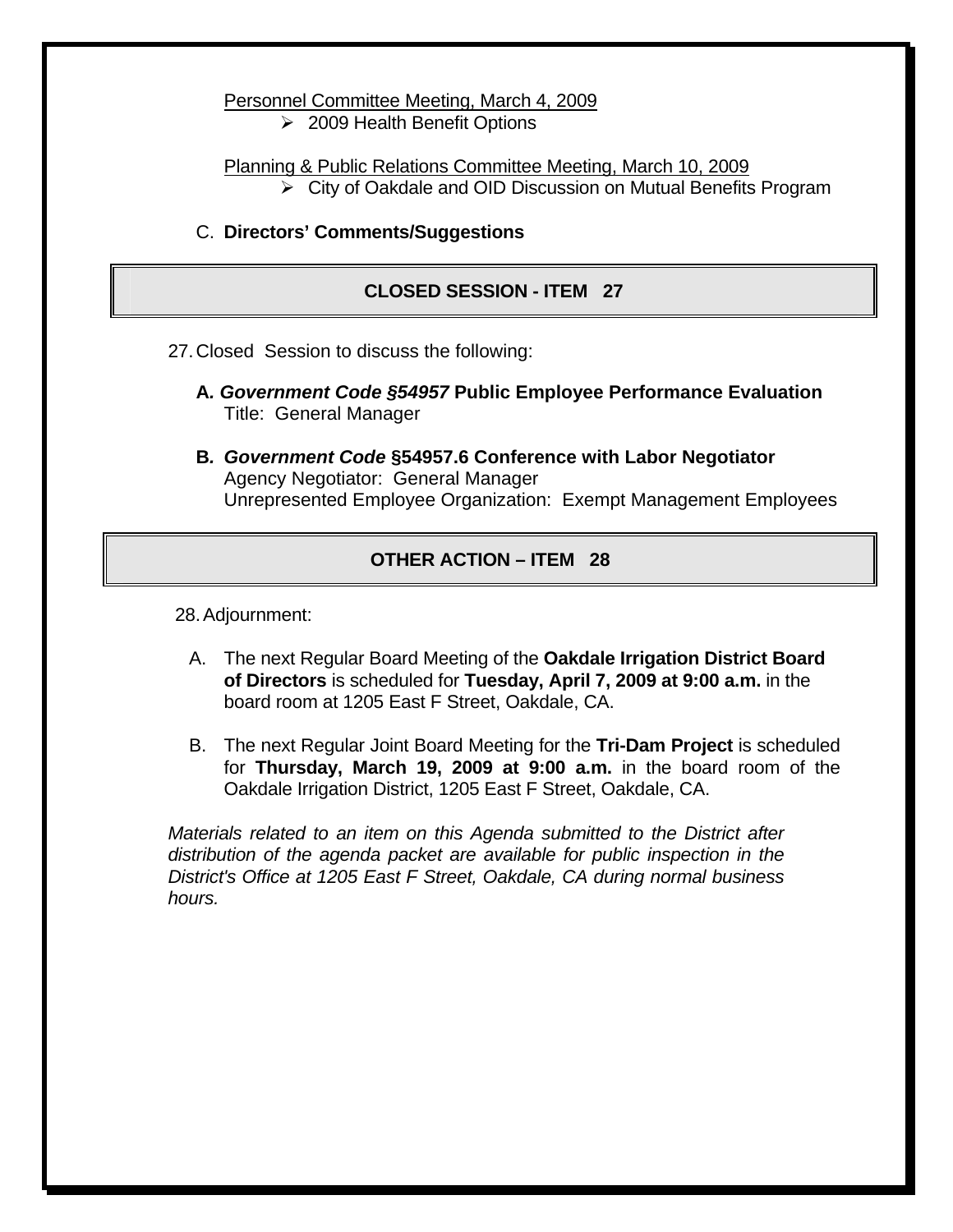Personnel Committee Meeting, March 4, 2009

- 2009 Health Benefit Options

Planning & Public Relations Committee Meeting, March 10, 2009

- City of Oakdale and OID Discussion on Mutual Benefits Program

C. **Directors' Comments/Suggestions**

## CLOSED SESSION - ITEM 27

27. Closed Session to discuss the following:

**A.** ***Government Code §54957*** **Public Employee Performance Evaluation**
Title: General Manager

**B.** ***Government Code*** **§54957.6 Conference with Labor Negotiator**
Agency Negotiator: General Manager
Unrepresented Employee Organization: Exempt Management Employees

## OTHER ACTION – ITEM 28

28. Adjournment:

A. The next Regular Board Meeting of the **Oakdale Irrigation District Board of Directors** is scheduled for **Tuesday, April 7, 2009 at 9:00 a.m.** in the board room at 1205 East F Street, Oakdale, CA.

B. The next Regular Joint Board Meeting for the **Tri-Dam Project** is scheduled for **Thursday, March 19, 2009 at 9:00 a.m.** in the board room of the Oakdale Irrigation District, 1205 East F Street, Oakdale, CA.

*Materials related to an item on this Agenda submitted to the District after distribution of the agenda packet are available for public inspection in the District's Office at 1205 East F Street, Oakdale, CA during normal business hours.*